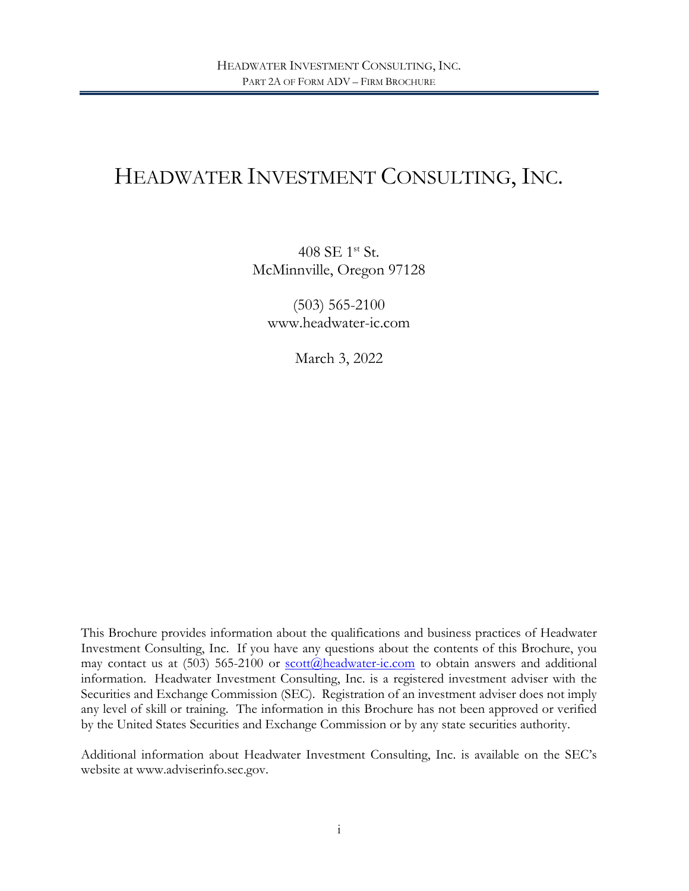# HEADWATER INVESTMENT CONSULTING, INC.

408 SE 1st St.
McMinnville, Oregon 97128

(503) 565-2100
www.headwater-ic.com

March 3, 2022

This Brochure provides information about the qualifications and business practices of Headwater Investment Consulting, Inc. If you have any questions about the contents of this Brochure, you may contact us at (503) 565-2100 or scott@headwater-ic.com to obtain answers and additional information. Headwater Investment Consulting, Inc. is a registered investment adviser with the Securities and Exchange Commission (SEC). Registration of an investment adviser does not imply any level of skill or training. The information in this Brochure has not been approved or verified by the United States Securities and Exchange Commission or by any state securities authority.

Additional information about Headwater Investment Consulting, Inc. is available on the SEC's website at www.adviserinfo.sec.gov.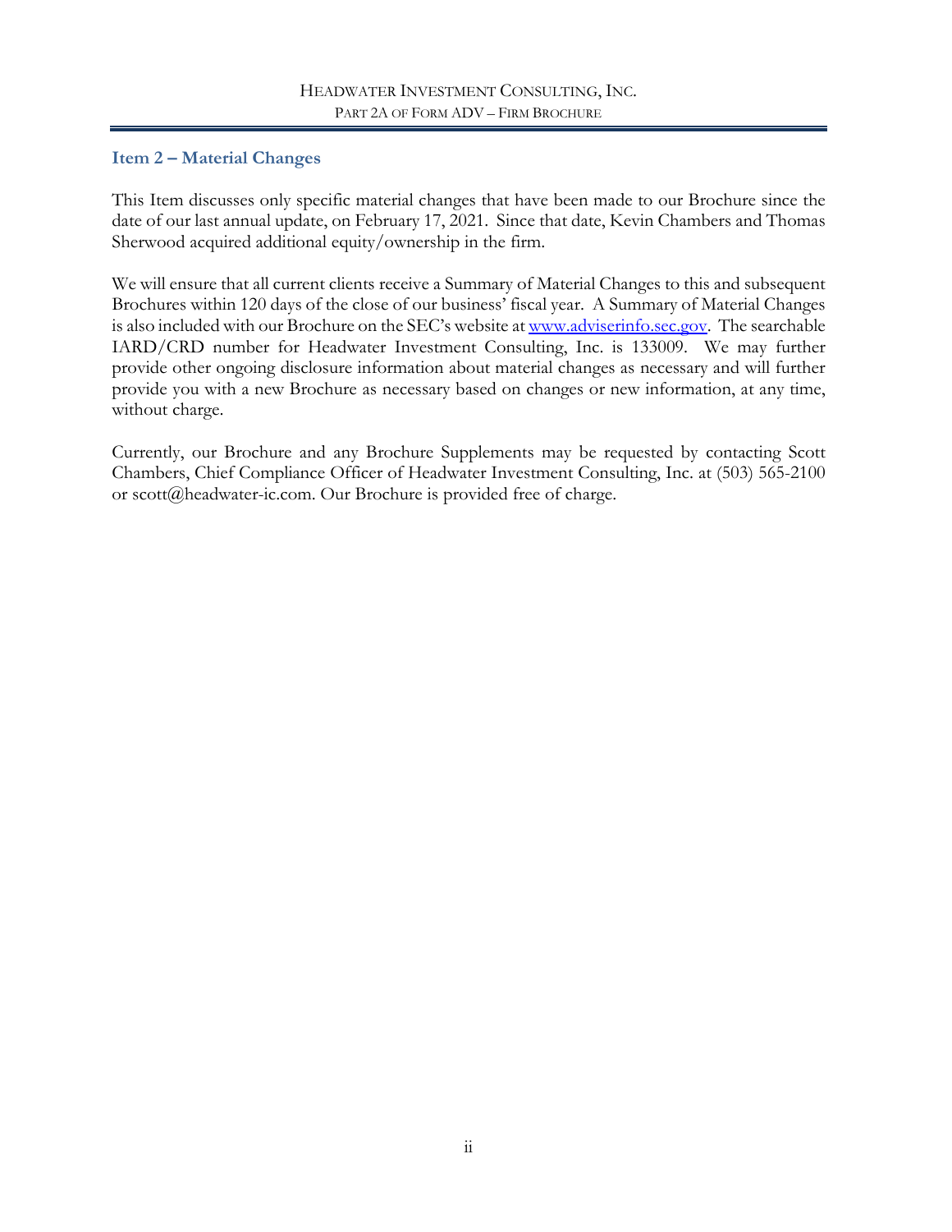## Item 2 – Material Changes

This Item discusses only specific material changes that have been made to our Brochure since the date of our last annual update, on February 17, 2021. Since that date, Kevin Chambers and Thomas Sherwood acquired additional equity/ownership in the firm.

We will ensure that all current clients receive a Summary of Material Changes to this and subsequent Brochures within 120 days of the close of our business' fiscal year. A Summary of Material Changes is also included with our Brochure on the SEC's website at [www.adviserinfo.sec.gov](http://www.adviserinfo.sec.gov). The searchable IARD/CRD number for Headwater Investment Consulting, Inc. is 133009. We may further provide other ongoing disclosure information about material changes as necessary and will further provide you with a new Brochure as necessary based on changes or new information, at any time, without charge.

Currently, our Brochure and any Brochure Supplements may be requested by contacting Scott Chambers, Chief Compliance Officer of Headwater Investment Consulting, Inc. at (503) 565-2100 or scott@headwater-ic.com. Our Brochure is provided free of charge.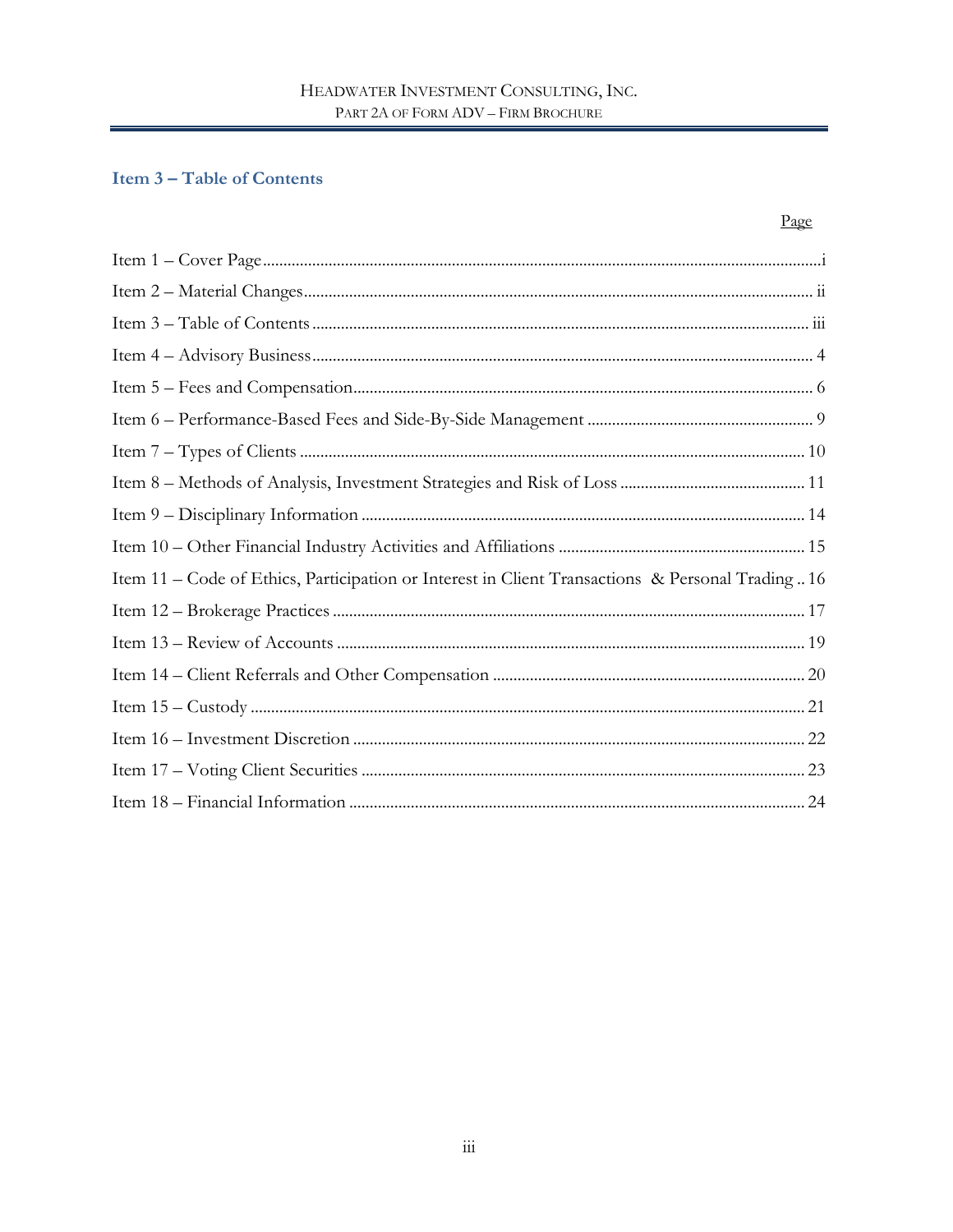## Item 3 – Table of Contents

| | Page |
|---|---|
| Item 1 – Cover Page | i |
| Item 2 – Material Changes | ii |
| Item 3 – Table of Contents | iii |
| Item 4 – Advisory Business | 4 |
| Item 5 – Fees and Compensation | 6 |
| Item 6 – Performance-Based Fees and Side-By-Side Management | 9 |
| Item 7 – Types of Clients | 10 |
| Item 8 – Methods of Analysis, Investment Strategies and Risk of Loss | 11 |
| Item 9 – Disciplinary Information | 14 |
| Item 10 – Other Financial Industry Activities and Affiliations | 15 |
| Item 11 – Code of Ethics, Participation or Interest in Client Transactions & Personal Trading | 16 |
| Item 12 – Brokerage Practices | 17 |
| Item 13 – Review of Accounts | 19 |
| Item 14 – Client Referrals and Other Compensation | 20 |
| Item 15 – Custody | 21 |
| Item 16 – Investment Discretion | 22 |
| Item 17 – Voting Client Securities | 23 |
| Item 18 – Financial Information | 24 |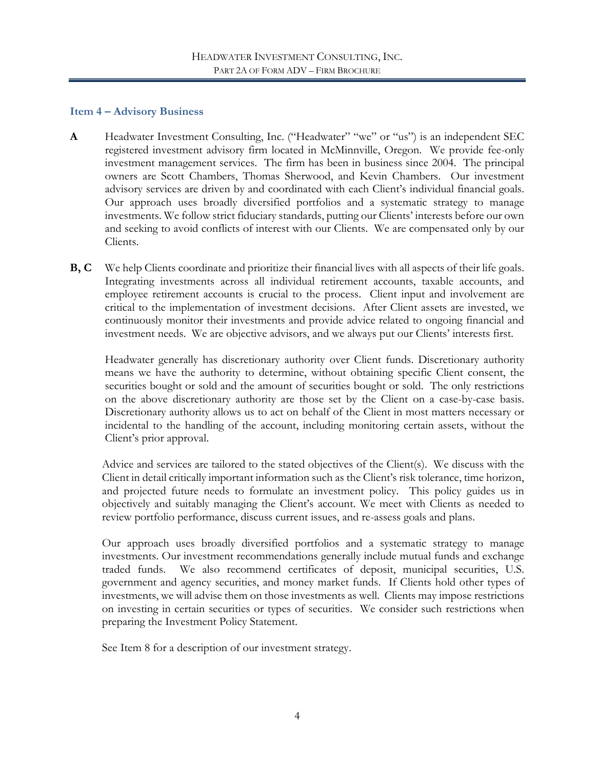## Item 4 – Advisory Business

**A** Headwater Investment Consulting, Inc. ("Headwater" "we" or "us") is an independent SEC registered investment advisory firm located in McMinnville, Oregon. We provide fee-only investment management services. The firm has been in business since 2004. The principal owners are Scott Chambers, Thomas Sherwood, and Kevin Chambers. Our investment advisory services are driven by and coordinated with each Client's individual financial goals. Our approach uses broadly diversified portfolios and a systematic strategy to manage investments. We follow strict fiduciary standards, putting our Clients' interests before our own and seeking to avoid conflicts of interest with our Clients. We are compensated only by our Clients.

**B, C** We help Clients coordinate and prioritize their financial lives with all aspects of their life goals. Integrating investments across all individual retirement accounts, taxable accounts, and employee retirement accounts is crucial to the process. Client input and involvement are critical to the implementation of investment decisions. After Client assets are invested, we continuously monitor their investments and provide advice related to ongoing financial and investment needs. We are objective advisors, and we always put our Clients' interests first.

Headwater generally has discretionary authority over Client funds. Discretionary authority means we have the authority to determine, without obtaining specific Client consent, the securities bought or sold and the amount of securities bought or sold. The only restrictions on the above discretionary authority are those set by the Client on a case-by-case basis. Discretionary authority allows us to act on behalf of the Client in most matters necessary or incidental to the handling of the account, including monitoring certain assets, without the Client's prior approval.

Advice and services are tailored to the stated objectives of the Client(s). We discuss with the Client in detail critically important information such as the Client's risk tolerance, time horizon, and projected future needs to formulate an investment policy. This policy guides us in objectively and suitably managing the Client's account. We meet with Clients as needed to review portfolio performance, discuss current issues, and re-assess goals and plans.

Our approach uses broadly diversified portfolios and a systematic strategy to manage investments. Our investment recommendations generally include mutual funds and exchange traded funds. We also recommend certificates of deposit, municipal securities, U.S. government and agency securities, and money market funds. If Clients hold other types of investments, we will advise them on those investments as well. Clients may impose restrictions on investing in certain securities or types of securities. We consider such restrictions when preparing the Investment Policy Statement.

See Item 8 for a description of our investment strategy.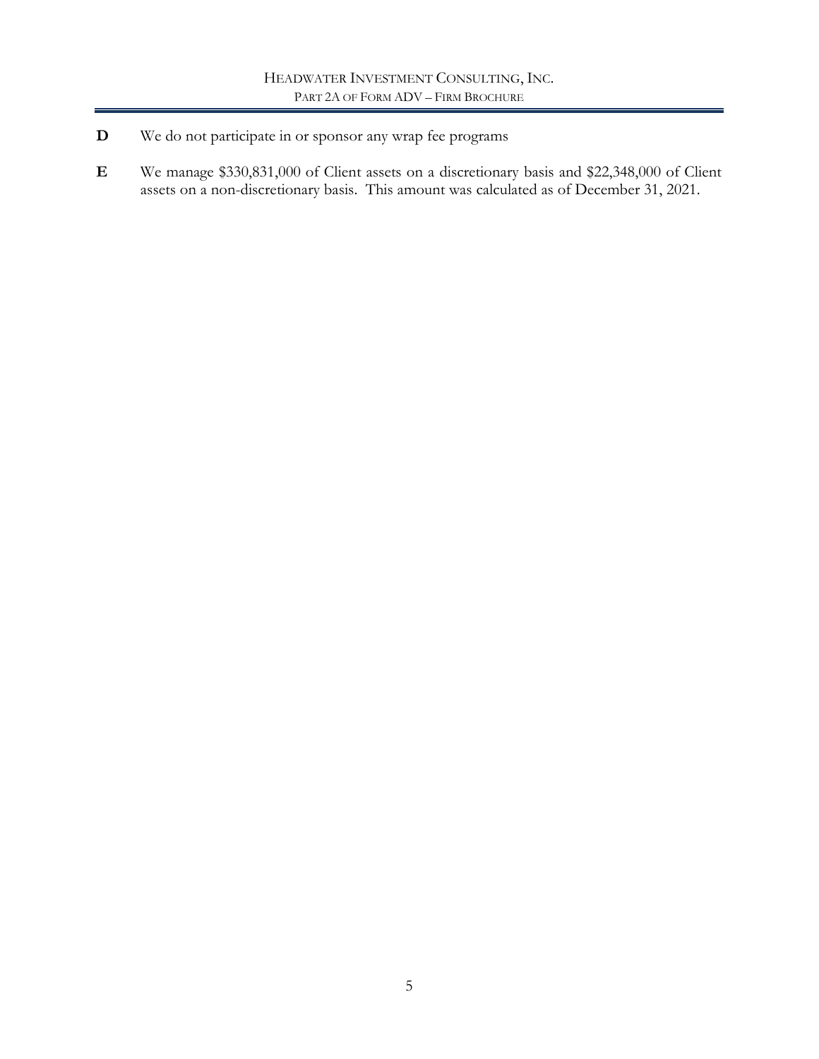**D** We do not participate in or sponsor any wrap fee programs

**E** We manage $330,831,000 of Client assets on a discretionary basis and $22,348,000 of Client assets on a non-discretionary basis. This amount was calculated as of December 31, 2021.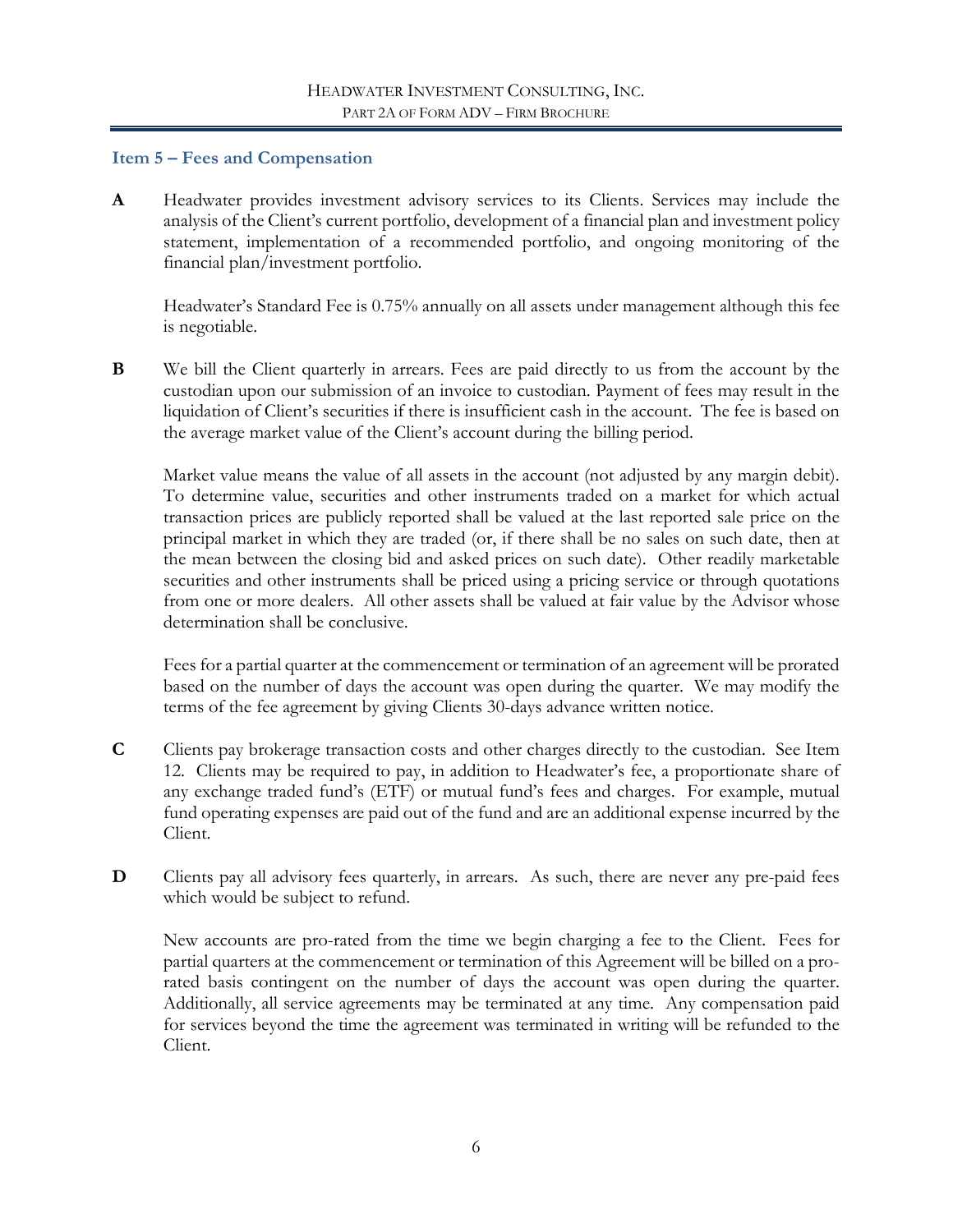## Item 5 – Fees and Compensation

**A** Headwater provides investment advisory services to its Clients. Services may include the analysis of the Client's current portfolio, development of a financial plan and investment policy statement, implementation of a recommended portfolio, and ongoing monitoring of the financial plan/investment portfolio.

Headwater's Standard Fee is 0.75% annually on all assets under management although this fee is negotiable.

**B** We bill the Client quarterly in arrears. Fees are paid directly to us from the account by the custodian upon our submission of an invoice to custodian. Payment of fees may result in the liquidation of Client's securities if there is insufficient cash in the account. The fee is based on the average market value of the Client's account during the billing period.

Market value means the value of all assets in the account (not adjusted by any margin debit). To determine value, securities and other instruments traded on a market for which actual transaction prices are publicly reported shall be valued at the last reported sale price on the principal market in which they are traded (or, if there shall be no sales on such date, then at the mean between the closing bid and asked prices on such date). Other readily marketable securities and other instruments shall be priced using a pricing service or through quotations from one or more dealers. All other assets shall be valued at fair value by the Advisor whose determination shall be conclusive.

Fees for a partial quarter at the commencement or termination of an agreement will be prorated based on the number of days the account was open during the quarter. We may modify the terms of the fee agreement by giving Clients 30-days advance written notice.

**C** Clients pay brokerage transaction costs and other charges directly to the custodian. See Item 12. Clients may be required to pay, in addition to Headwater's fee, a proportionate share of any exchange traded fund's (ETF) or mutual fund's fees and charges. For example, mutual fund operating expenses are paid out of the fund and are an additional expense incurred by the Client.

**D** Clients pay all advisory fees quarterly, in arrears. As such, there are never any pre-paid fees which would be subject to refund.

New accounts are pro-rated from the time we begin charging a fee to the Client. Fees for partial quarters at the commencement or termination of this Agreement will be billed on a pro-rated basis contingent on the number of days the account was open during the quarter. Additionally, all service agreements may be terminated at any time. Any compensation paid for services beyond the time the agreement was terminated in writing will be refunded to the Client.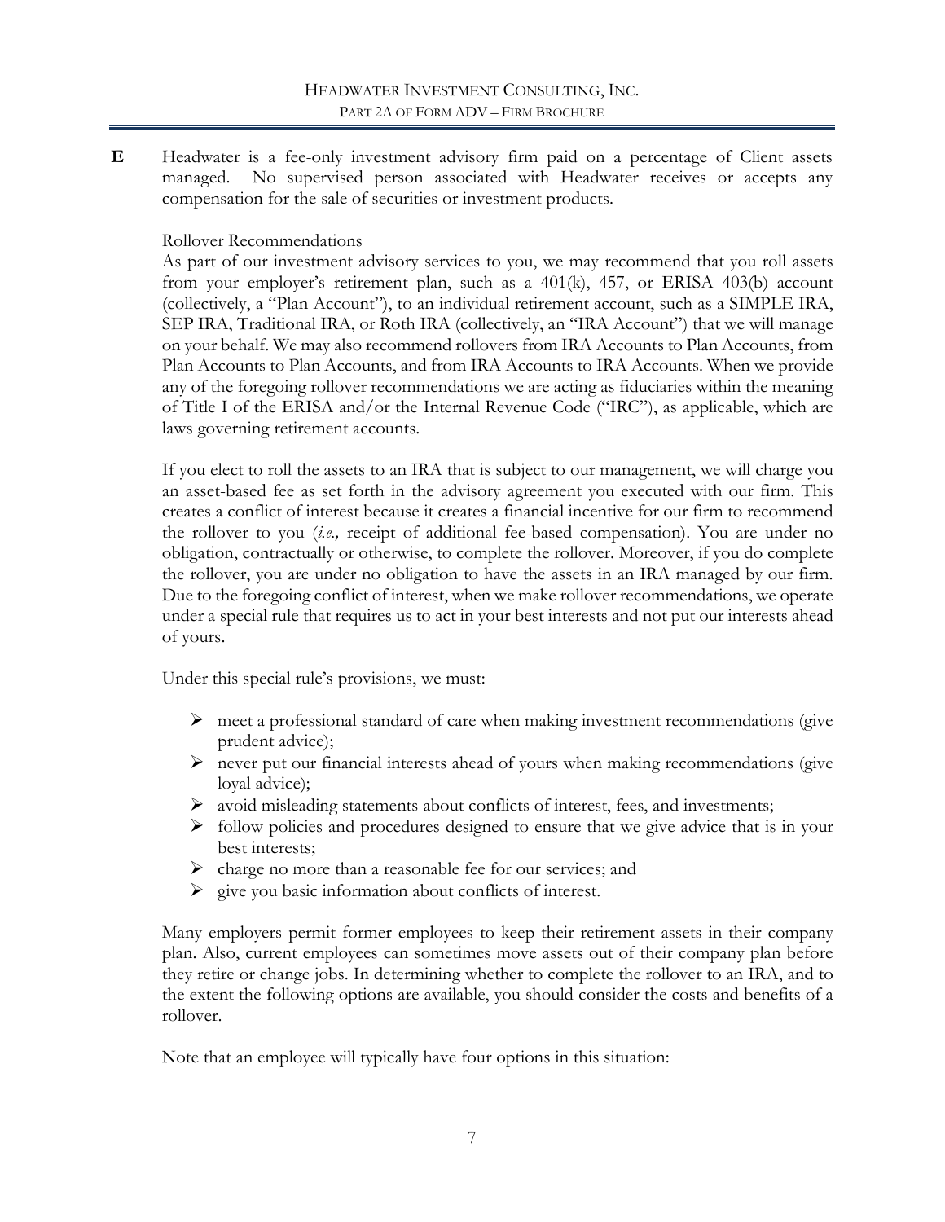**E** Headwater is a fee-only investment advisory firm paid on a percentage of Client assets managed. No supervised person associated with Headwater receives or accepts any compensation for the sale of securities or investment products.

Rollover Recommendations

As part of our investment advisory services to you, we may recommend that you roll assets from your employer's retirement plan, such as a 401(k), 457, or ERISA 403(b) account (collectively, a "Plan Account"), to an individual retirement account, such as a SIMPLE IRA, SEP IRA, Traditional IRA, or Roth IRA (collectively, an "IRA Account") that we will manage on your behalf. We may also recommend rollovers from IRA Accounts to Plan Accounts, from Plan Accounts to Plan Accounts, and from IRA Accounts to IRA Accounts. When we provide any of the foregoing rollover recommendations we are acting as fiduciaries within the meaning of Title I of the ERISA and/or the Internal Revenue Code ("IRC"), as applicable, which are laws governing retirement accounts.

If you elect to roll the assets to an IRA that is subject to our management, we will charge you an asset-based fee as set forth in the advisory agreement you executed with our firm. This creates a conflict of interest because it creates a financial incentive for our firm to recommend the rollover to you (*i.e.,* receipt of additional fee-based compensation). You are under no obligation, contractually or otherwise, to complete the rollover. Moreover, if you do complete the rollover, you are under no obligation to have the assets in an IRA managed by our firm. Due to the foregoing conflict of interest, when we make rollover recommendations, we operate under a special rule that requires us to act in your best interests and not put our interests ahead of yours.

Under this special rule's provisions, we must:

- meet a professional standard of care when making investment recommendations (give prudent advice);
- never put our financial interests ahead of yours when making recommendations (give loyal advice);
- avoid misleading statements about conflicts of interest, fees, and investments;
- follow policies and procedures designed to ensure that we give advice that is in your best interests;
- charge no more than a reasonable fee for our services; and
- give you basic information about conflicts of interest.

Many employers permit former employees to keep their retirement assets in their company plan. Also, current employees can sometimes move assets out of their company plan before they retire or change jobs. In determining whether to complete the rollover to an IRA, and to the extent the following options are available, you should consider the costs and benefits of a rollover.

Note that an employee will typically have four options in this situation: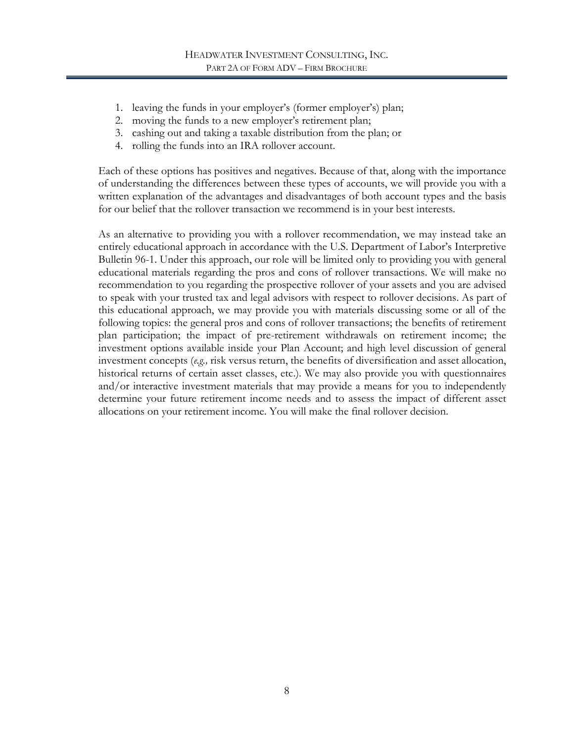1. leaving the funds in your employer's (former employer's) plan;
2. moving the funds to a new employer's retirement plan;
3. cashing out and taking a taxable distribution from the plan; or
4. rolling the funds into an IRA rollover account.

Each of these options has positives and negatives. Because of that, along with the importance of understanding the differences between these types of accounts, we will provide you with a written explanation of the advantages and disadvantages of both account types and the basis for our belief that the rollover transaction we recommend is in your best interests.

As an alternative to providing you with a rollover recommendation, we may instead take an entirely educational approach in accordance with the U.S. Department of Labor's Interpretive Bulletin 96-1. Under this approach, our role will be limited only to providing you with general educational materials regarding the pros and cons of rollover transactions. We will make no recommendation to you regarding the prospective rollover of your assets and you are advised to speak with your trusted tax and legal advisors with respect to rollover decisions. As part of this educational approach, we may provide you with materials discussing some or all of the following topics: the general pros and cons of rollover transactions; the benefits of retirement plan participation; the impact of pre-retirement withdrawals on retirement income; the investment options available inside your Plan Account; and high level discussion of general investment concepts (*e.g.,* risk versus return, the benefits of diversification and asset allocation, historical returns of certain asset classes, etc.). We may also provide you with questionnaires and/or interactive investment materials that may provide a means for you to independently determine your future retirement income needs and to assess the impact of different asset allocations on your retirement income. You will make the final rollover decision.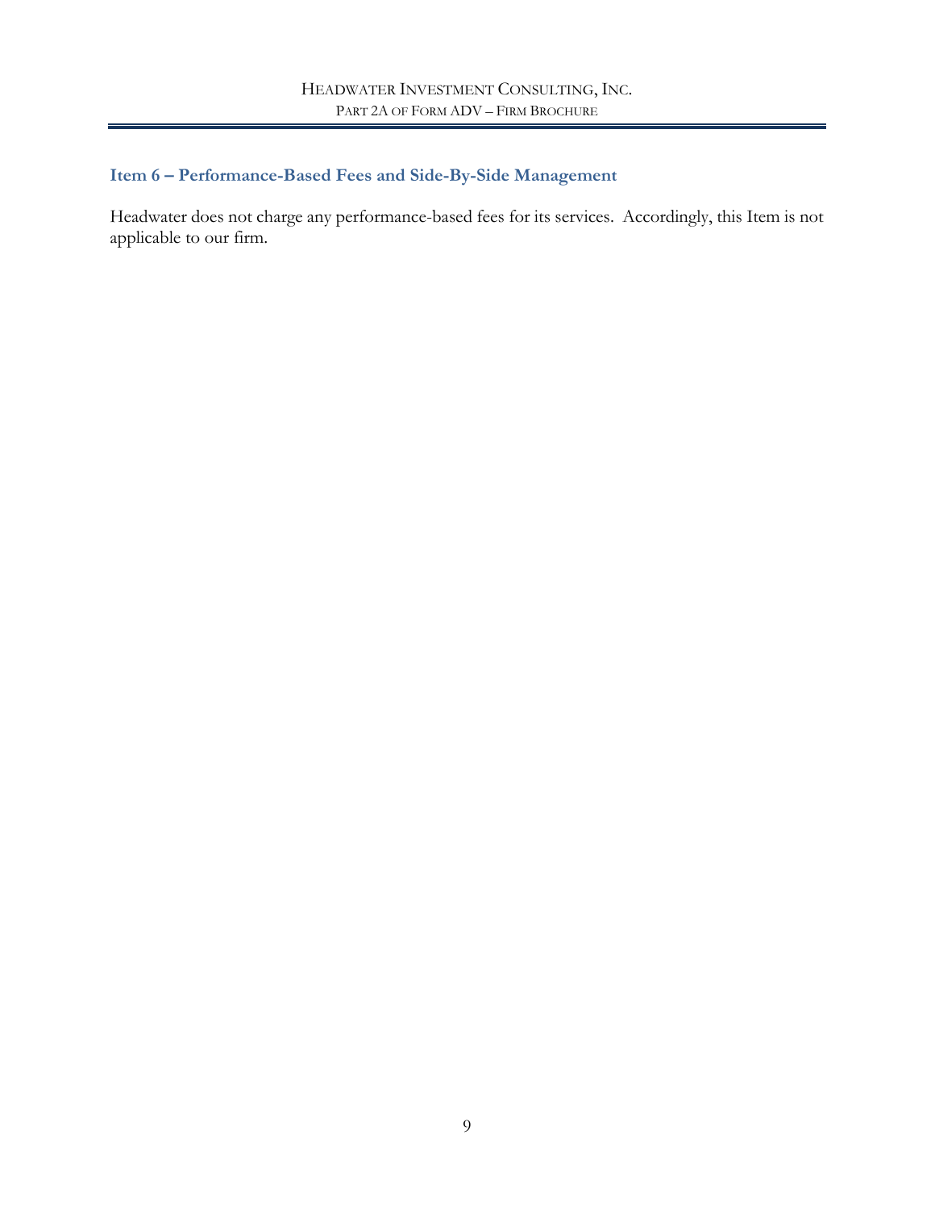## Item 6 – Performance-Based Fees and Side-By-Side Management

Headwater does not charge any performance-based fees for its services. Accordingly, this Item is not applicable to our firm.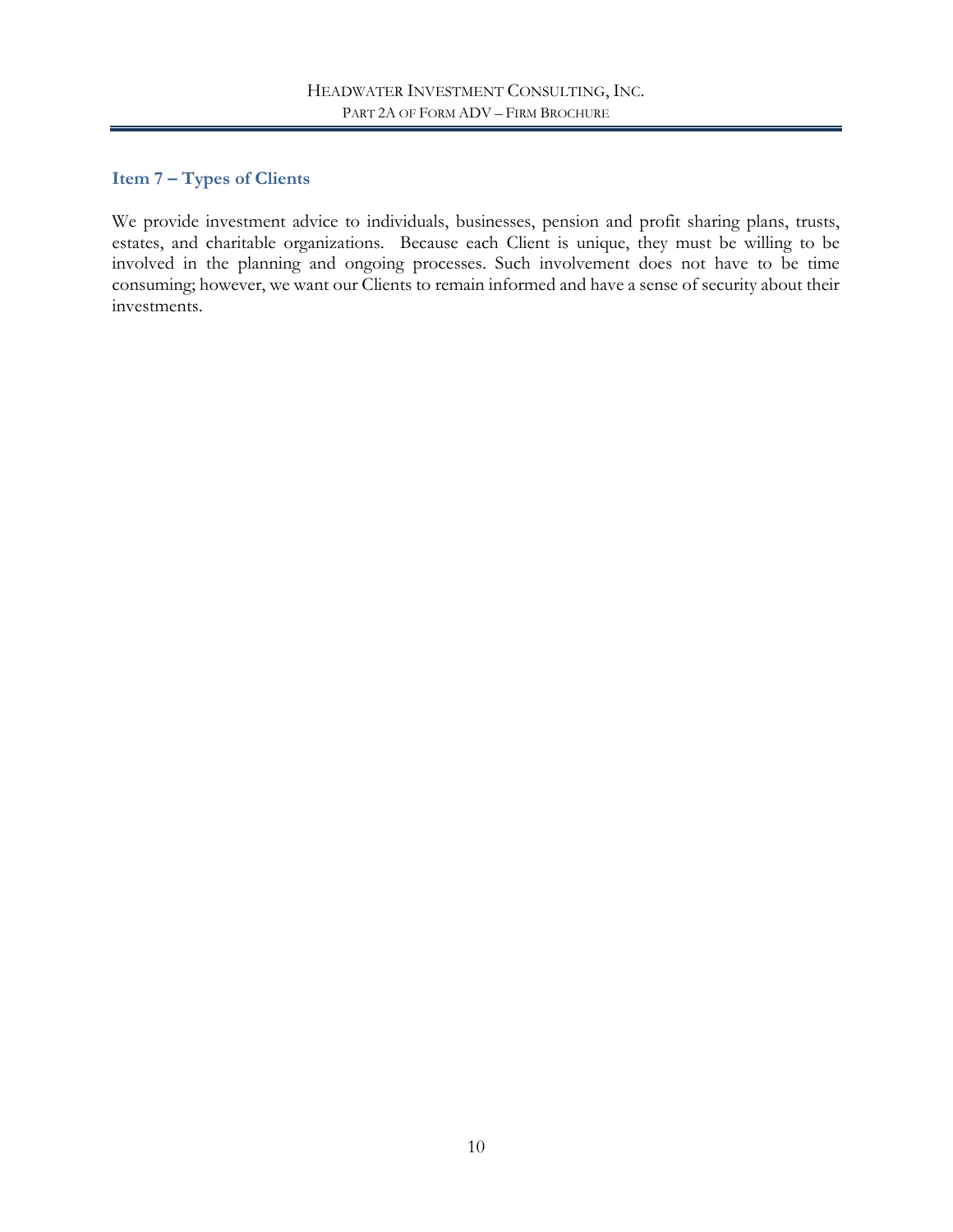## Item 7 – Types of Clients

We provide investment advice to individuals, businesses, pension and profit sharing plans, trusts, estates, and charitable organizations. Because each Client is unique, they must be willing to be involved in the planning and ongoing processes. Such involvement does not have to be time consuming; however, we want our Clients to remain informed and have a sense of security about their investments.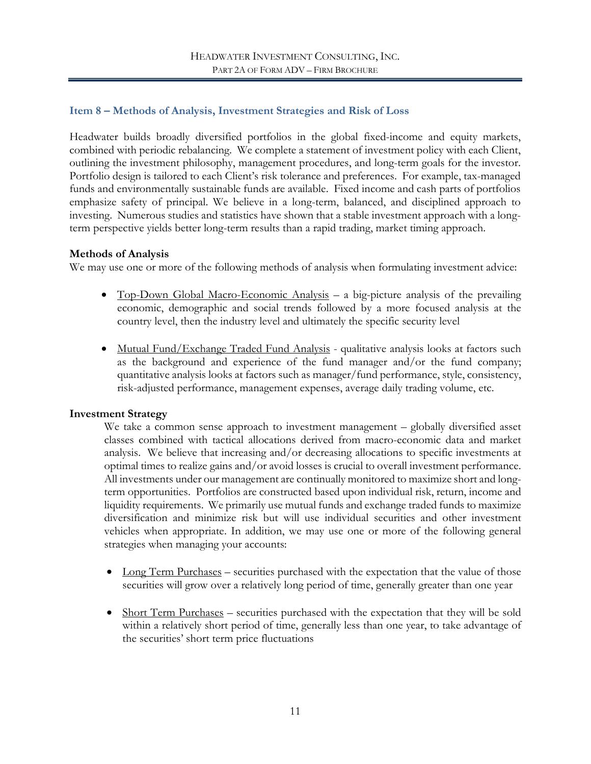## Item 8 – Methods of Analysis, Investment Strategies and Risk of Loss

Headwater builds broadly diversified portfolios in the global fixed-income and equity markets, combined with periodic rebalancing. We complete a statement of investment policy with each Client, outlining the investment philosophy, management procedures, and long-term goals for the investor. Portfolio design is tailored to each Client's risk tolerance and preferences. For example, tax-managed funds and environmentally sustainable funds are available. Fixed income and cash parts of portfolios emphasize safety of principal. We believe in a long-term, balanced, and disciplined approach to investing. Numerous studies and statistics have shown that a stable investment approach with a long-term perspective yields better long-term results than a rapid trading, market timing approach.

**Methods of Analysis**

We may use one or more of the following methods of analysis when formulating investment advice:

- Top-Down Global Macro-Economic Analysis – a big-picture analysis of the prevailing economic, demographic and social trends followed by a more focused analysis at the country level, then the industry level and ultimately the specific security level

- Mutual Fund/Exchange Traded Fund Analysis - qualitative analysis looks at factors such as the background and experience of the fund manager and/or the fund company; quantitative analysis looks at factors such as manager/fund performance, style, consistency, risk-adjusted performance, management expenses, average daily trading volume, etc.

**Investment Strategy**

We take a common sense approach to investment management – globally diversified asset classes combined with tactical allocations derived from macro-economic data and market analysis. We believe that increasing and/or decreasing allocations to specific investments at optimal times to realize gains and/or avoid losses is crucial to overall investment performance. All investments under our management are continually monitored to maximize short and long-term opportunities. Portfolios are constructed based upon individual risk, return, income and liquidity requirements. We primarily use mutual funds and exchange traded funds to maximize diversification and minimize risk but will use individual securities and other investment vehicles when appropriate. In addition, we may use one or more of the following general strategies when managing your accounts:

- Long Term Purchases – securities purchased with the expectation that the value of those securities will grow over a relatively long period of time, generally greater than one year

- Short Term Purchases – securities purchased with the expectation that they will be sold within a relatively short period of time, generally less than one year, to take advantage of the securities' short term price fluctuations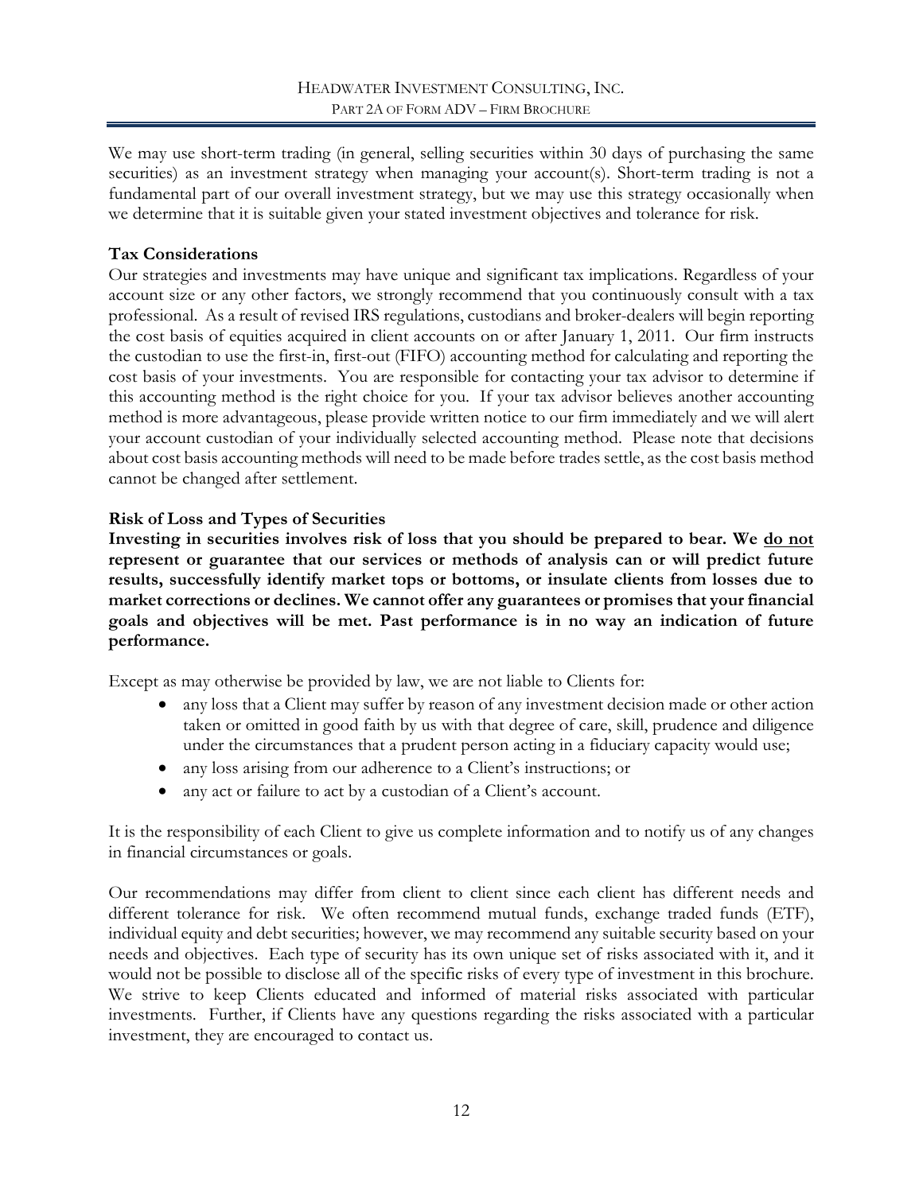We may use short-term trading (in general, selling securities within 30 days of purchasing the same securities) as an investment strategy when managing your account(s). Short-term trading is not a fundamental part of our overall investment strategy, but we may use this strategy occasionally when we determine that it is suitable given your stated investment objectives and tolerance for risk.

**Tax Considerations**

Our strategies and investments may have unique and significant tax implications. Regardless of your account size or any other factors, we strongly recommend that you continuously consult with a tax professional. As a result of revised IRS regulations, custodians and broker-dealers will begin reporting the cost basis of equities acquired in client accounts on or after January 1, 2011. Our firm instructs the custodian to use the first-in, first-out (FIFO) accounting method for calculating and reporting the cost basis of your investments. You are responsible for contacting your tax advisor to determine if this accounting method is the right choice for you. If your tax advisor believes another accounting method is more advantageous, please provide written notice to our firm immediately and we will alert your account custodian of your individually selected accounting method. Please note that decisions about cost basis accounting methods will need to be made before trades settle, as the cost basis method cannot be changed after settlement.

**Risk of Loss and Types of Securities**

**Investing in securities involves risk of loss that you should be prepared to bear. We do not represent or guarantee that our services or methods of analysis can or will predict future results, successfully identify market tops or bottoms, or insulate clients from losses due to market corrections or declines. We cannot offer any guarantees or promises that your financial goals and objectives will be met. Past performance is in no way an indication of future performance.**

Except as may otherwise be provided by law, we are not liable to Clients for:

- any loss that a Client may suffer by reason of any investment decision made or other action taken or omitted in good faith by us with that degree of care, skill, prudence and diligence under the circumstances that a prudent person acting in a fiduciary capacity would use;
- any loss arising from our adherence to a Client's instructions; or
- any act or failure to act by a custodian of a Client's account.

It is the responsibility of each Client to give us complete information and to notify us of any changes in financial circumstances or goals.

Our recommendations may differ from client to client since each client has different needs and different tolerance for risk. We often recommend mutual funds, exchange traded funds (ETF), individual equity and debt securities; however, we may recommend any suitable security based on your needs and objectives. Each type of security has its own unique set of risks associated with it, and it would not be possible to disclose all of the specific risks of every type of investment in this brochure. We strive to keep Clients educated and informed of material risks associated with particular investments. Further, if Clients have any questions regarding the risks associated with a particular investment, they are encouraged to contact us.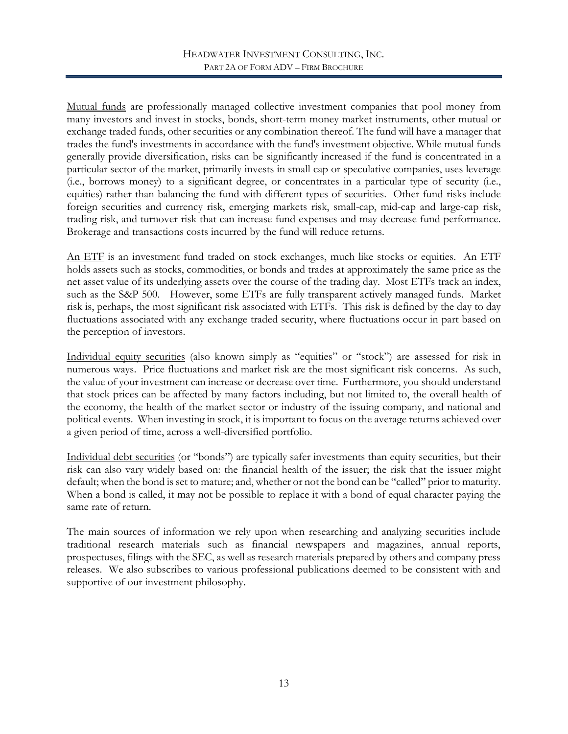Mutual funds are professionally managed collective investment companies that pool money from many investors and invest in stocks, bonds, short-term money market instruments, other mutual or exchange traded funds, other securities or any combination thereof. The fund will have a manager that trades the fund's investments in accordance with the fund's investment objective. While mutual funds generally provide diversification, risks can be significantly increased if the fund is concentrated in a particular sector of the market, primarily invests in small cap or speculative companies, uses leverage (i.e., borrows money) to a significant degree, or concentrates in a particular type of security (i.e., equities) rather than balancing the fund with different types of securities. Other fund risks include foreign securities and currency risk, emerging markets risk, small-cap, mid-cap and large-cap risk, trading risk, and turnover risk that can increase fund expenses and may decrease fund performance. Brokerage and transactions costs incurred by the fund will reduce returns.

An ETF is an investment fund traded on stock exchanges, much like stocks or equities. An ETF holds assets such as stocks, commodities, or bonds and trades at approximately the same price as the net asset value of its underlying assets over the course of the trading day. Most ETFs track an index, such as the S&P 500. However, some ETFs are fully transparent actively managed funds. Market risk is, perhaps, the most significant risk associated with ETFs. This risk is defined by the day to day fluctuations associated with any exchange traded security, where fluctuations occur in part based on the perception of investors.

Individual equity securities (also known simply as "equities" or "stock") are assessed for risk in numerous ways. Price fluctuations and market risk are the most significant risk concerns. As such, the value of your investment can increase or decrease over time. Furthermore, you should understand that stock prices can be affected by many factors including, but not limited to, the overall health of the economy, the health of the market sector or industry of the issuing company, and national and political events. When investing in stock, it is important to focus on the average returns achieved over a given period of time, across a well-diversified portfolio.

Individual debt securities (or "bonds") are typically safer investments than equity securities, but their risk can also vary widely based on: the financial health of the issuer; the risk that the issuer might default; when the bond is set to mature; and, whether or not the bond can be "called" prior to maturity. When a bond is called, it may not be possible to replace it with a bond of equal character paying the same rate of return.

The main sources of information we rely upon when researching and analyzing securities include traditional research materials such as financial newspapers and magazines, annual reports, prospectuses, filings with the SEC, as well as research materials prepared by others and company press releases. We also subscribes to various professional publications deemed to be consistent with and supportive of our investment philosophy.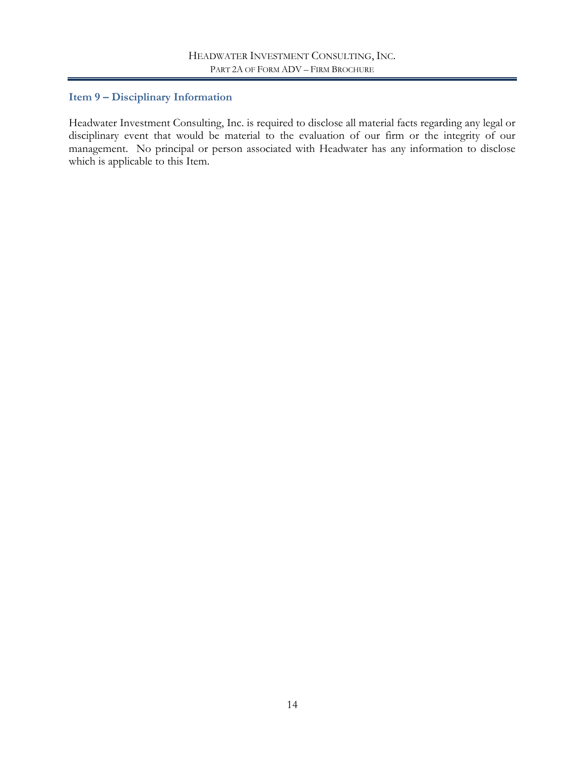## Item 9 – Disciplinary Information

Headwater Investment Consulting, Inc. is required to disclose all material facts regarding any legal or disciplinary event that would be material to the evaluation of our firm or the integrity of our management. No principal or person associated with Headwater has any information to disclose which is applicable to this Item.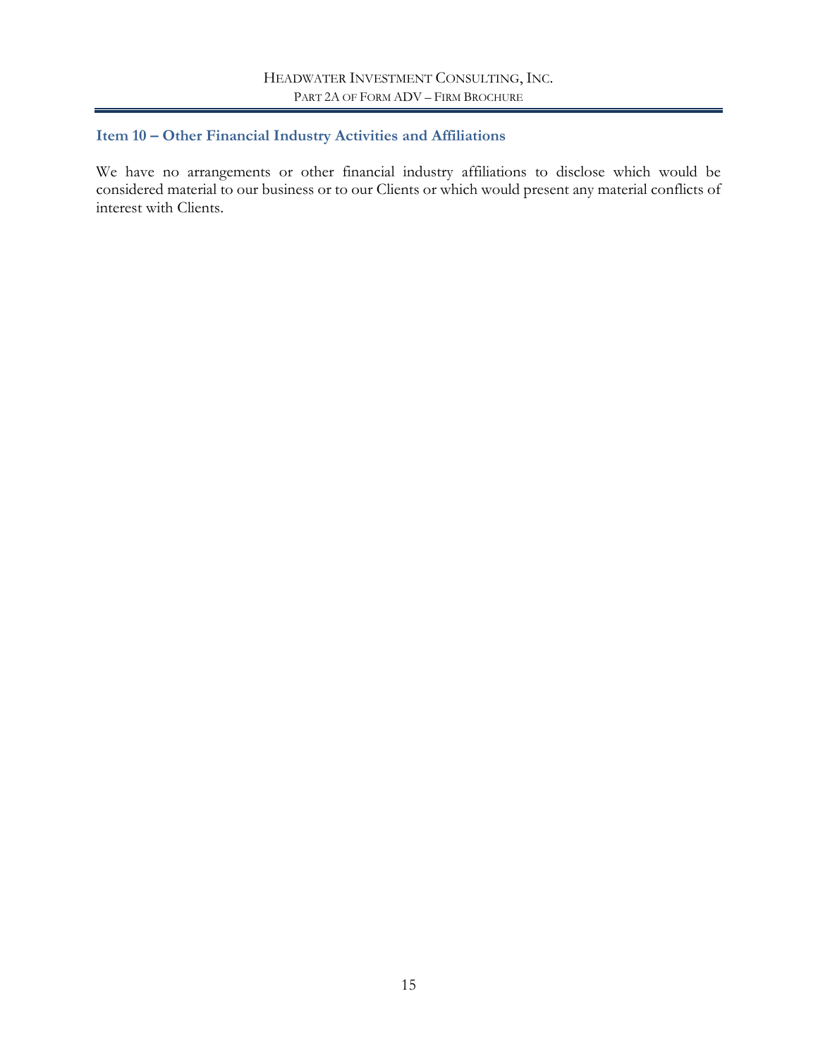## Item 10 – Other Financial Industry Activities and Affiliations

We have no arrangements or other financial industry affiliations to disclose which would be considered material to our business or to our Clients or which would present any material conflicts of interest with Clients.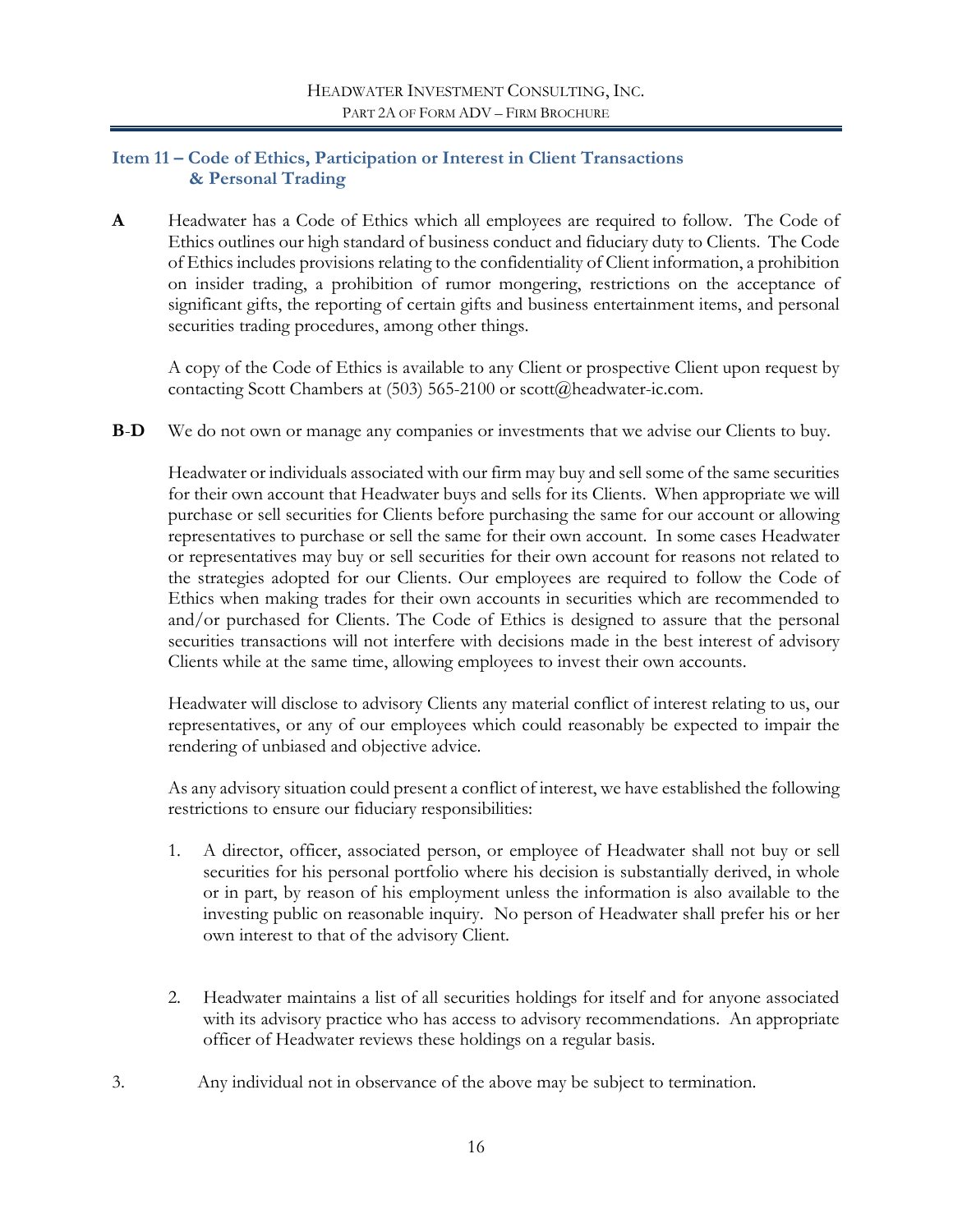## Item 11 – Code of Ethics, Participation or Interest in Client Transactions & Personal Trading

**A** Headwater has a Code of Ethics which all employees are required to follow. The Code of Ethics outlines our high standard of business conduct and fiduciary duty to Clients. The Code of Ethics includes provisions relating to the confidentiality of Client information, a prohibition on insider trading, a prohibition of rumor mongering, restrictions on the acceptance of significant gifts, the reporting of certain gifts and business entertainment items, and personal securities trading procedures, among other things.

A copy of the Code of Ethics is available to any Client or prospective Client upon request by contacting Scott Chambers at (503) 565-2100 or scott@headwater-ic.com.

**B-D** We do not own or manage any companies or investments that we advise our Clients to buy.

Headwater or individuals associated with our firm may buy and sell some of the same securities for their own account that Headwater buys and sells for its Clients. When appropriate we will purchase or sell securities for Clients before purchasing the same for our account or allowing representatives to purchase or sell the same for their own account. In some cases Headwater or representatives may buy or sell securities for their own account for reasons not related to the strategies adopted for our Clients. Our employees are required to follow the Code of Ethics when making trades for their own accounts in securities which are recommended to and/or purchased for Clients. The Code of Ethics is designed to assure that the personal securities transactions will not interfere with decisions made in the best interest of advisory Clients while at the same time, allowing employees to invest their own accounts.

Headwater will disclose to advisory Clients any material conflict of interest relating to us, our representatives, or any of our employees which could reasonably be expected to impair the rendering of unbiased and objective advice.

As any advisory situation could present a conflict of interest, we have established the following restrictions to ensure our fiduciary responsibilities:

1. A director, officer, associated person, or employee of Headwater shall not buy or sell securities for his personal portfolio where his decision is substantially derived, in whole or in part, by reason of his employment unless the information is also available to the investing public on reasonable inquiry. No person of Headwater shall prefer his or her own interest to that of the advisory Client.

2. Headwater maintains a list of all securities holdings for itself and for anyone associated with its advisory practice who has access to advisory recommendations. An appropriate officer of Headwater reviews these holdings on a regular basis.

3. Any individual not in observance of the above may be subject to termination.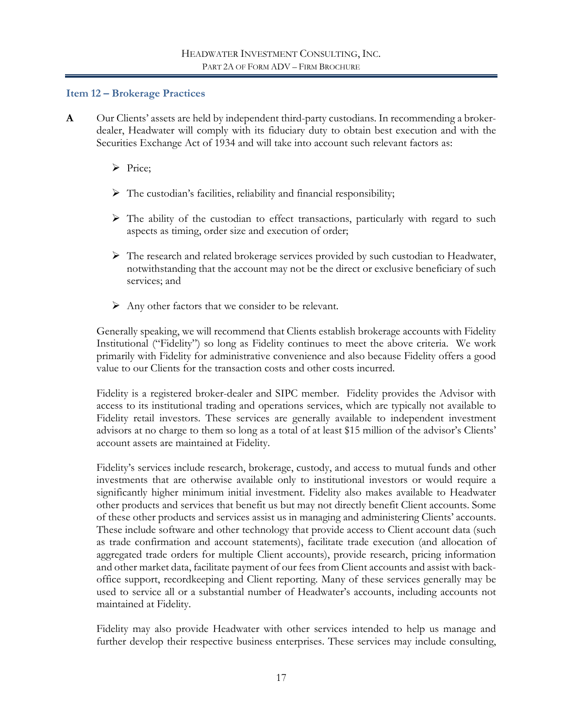## Item 12 – Brokerage Practices

**A** Our Clients' assets are held by independent third-party custodians. In recommending a broker-dealer, Headwater will comply with its fiduciary duty to obtain best execution and with the Securities Exchange Act of 1934 and will take into account such relevant factors as:

- Price;
- The custodian's facilities, reliability and financial responsibility;
- The ability of the custodian to effect transactions, particularly with regard to such aspects as timing, order size and execution of order;
- The research and related brokerage services provided by such custodian to Headwater, notwithstanding that the account may not be the direct or exclusive beneficiary of such services; and
- Any other factors that we consider to be relevant.

Generally speaking, we will recommend that Clients establish brokerage accounts with Fidelity Institutional ("Fidelity") so long as Fidelity continues to meet the above criteria. We work primarily with Fidelity for administrative convenience and also because Fidelity offers a good value to our Clients for the transaction costs and other costs incurred.

Fidelity is a registered broker-dealer and SIPC member. Fidelity provides the Advisor with access to its institutional trading and operations services, which are typically not available to Fidelity retail investors. These services are generally available to independent investment advisors at no charge to them so long as a total of at least $15 million of the advisor's Clients' account assets are maintained at Fidelity.

Fidelity's services include research, brokerage, custody, and access to mutual funds and other investments that are otherwise available only to institutional investors or would require a significantly higher minimum initial investment. Fidelity also makes available to Headwater other products and services that benefit us but may not directly benefit Client accounts. Some of these other products and services assist us in managing and administering Clients' accounts. These include software and other technology that provide access to Client account data (such as trade confirmation and account statements), facilitate trade execution (and allocation of aggregated trade orders for multiple Client accounts), provide research, pricing information and other market data, facilitate payment of our fees from Client accounts and assist with back-office support, recordkeeping and Client reporting. Many of these services generally may be used to service all or a substantial number of Headwater's accounts, including accounts not maintained at Fidelity.

Fidelity may also provide Headwater with other services intended to help us manage and further develop their respective business enterprises. These services may include consulting,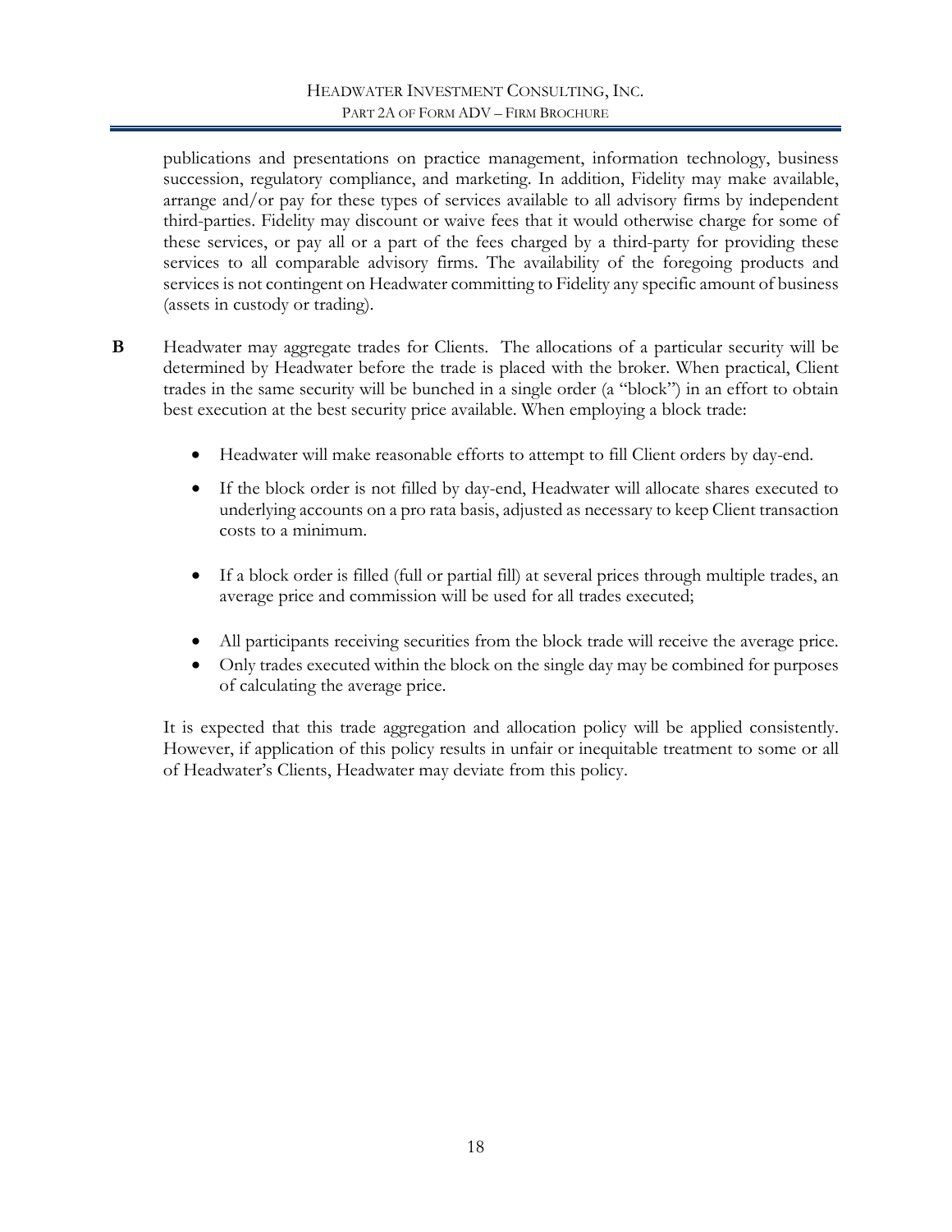publications and presentations on practice management, information technology, business succession, regulatory compliance, and marketing. In addition, Fidelity may make available, arrange and/or pay for these types of services available to all advisory firms by independent third-parties. Fidelity may discount or waive fees that it would otherwise charge for some of these services, or pay all or a part of the fees charged by a third-party for providing these services to all comparable advisory firms. The availability of the foregoing products and services is not contingent on Headwater committing to Fidelity any specific amount of business (assets in custody or trading).

**B** Headwater may aggregate trades for Clients. The allocations of a particular security will be determined by Headwater before the trade is placed with the broker. When practical, Client trades in the same security will be bunched in a single order (a "block") in an effort to obtain best execution at the best security price available. When employing a block trade:

- Headwater will make reasonable efforts to attempt to fill Client orders by day-end.
- If the block order is not filled by day-end, Headwater will allocate shares executed to underlying accounts on a pro rata basis, adjusted as necessary to keep Client transaction costs to a minimum.
- If a block order is filled (full or partial fill) at several prices through multiple trades, an average price and commission will be used for all trades executed;
- All participants receiving securities from the block trade will receive the average price.
- Only trades executed within the block on the single day may be combined for purposes of calculating the average price.

It is expected that this trade aggregation and allocation policy will be applied consistently. However, if application of this policy results in unfair or inequitable treatment to some or all of Headwater's Clients, Headwater may deviate from this policy.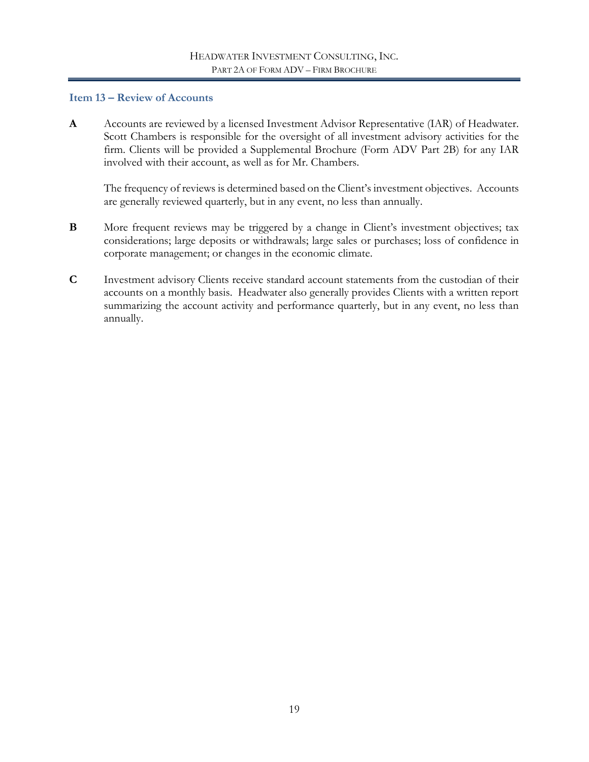## Item 13 – Review of Accounts

**A** Accounts are reviewed by a licensed Investment Advisor Representative (IAR) of Headwater. Scott Chambers is responsible for the oversight of all investment advisory activities for the firm. Clients will be provided a Supplemental Brochure (Form ADV Part 2B) for any IAR involved with their account, as well as for Mr. Chambers.

The frequency of reviews is determined based on the Client's investment objectives. Accounts are generally reviewed quarterly, but in any event, no less than annually.

**B** More frequent reviews may be triggered by a change in Client's investment objectives; tax considerations; large deposits or withdrawals; large sales or purchases; loss of confidence in corporate management; or changes in the economic climate.

**C** Investment advisory Clients receive standard account statements from the custodian of their accounts on a monthly basis. Headwater also generally provides Clients with a written report summarizing the account activity and performance quarterly, but in any event, no less than annually.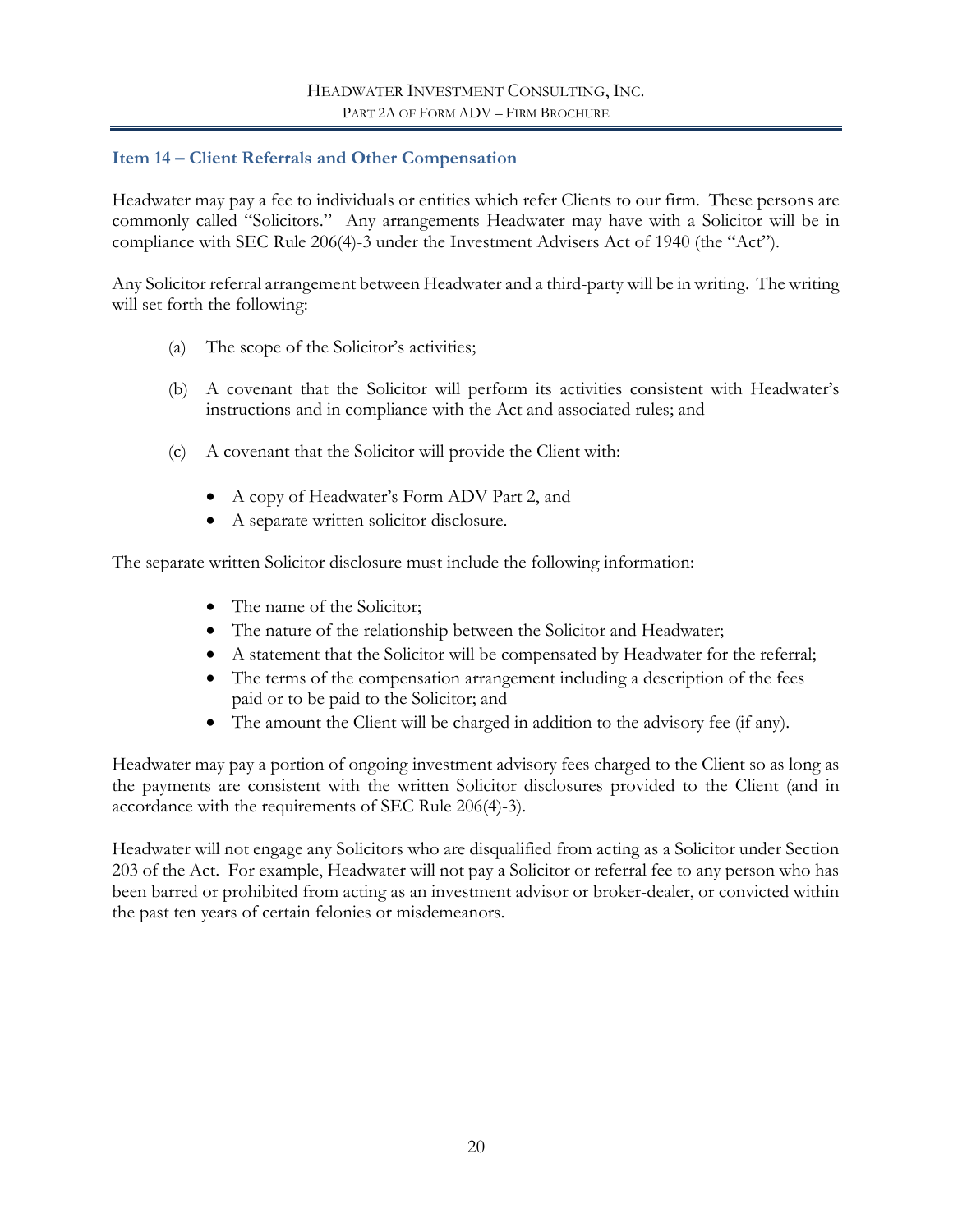## Item 14 – Client Referrals and Other Compensation

Headwater may pay a fee to individuals or entities which refer Clients to our firm. These persons are commonly called "Solicitors." Any arrangements Headwater may have with a Solicitor will be in compliance with SEC Rule 206(4)-3 under the Investment Advisers Act of 1940 (the "Act").

Any Solicitor referral arrangement between Headwater and a third-party will be in writing. The writing will set forth the following:

(a) The scope of the Solicitor's activities;

(b) A covenant that the Solicitor will perform its activities consistent with Headwater's instructions and in compliance with the Act and associated rules; and

(c) A covenant that the Solicitor will provide the Client with:

- A copy of Headwater's Form ADV Part 2, and
- A separate written solicitor disclosure.

The separate written Solicitor disclosure must include the following information:

- The name of the Solicitor;
- The nature of the relationship between the Solicitor and Headwater;
- A statement that the Solicitor will be compensated by Headwater for the referral;
- The terms of the compensation arrangement including a description of the fees paid or to be paid to the Solicitor; and
- The amount the Client will be charged in addition to the advisory fee (if any).

Headwater may pay a portion of ongoing investment advisory fees charged to the Client so as long as the payments are consistent with the written Solicitor disclosures provided to the Client (and in accordance with the requirements of SEC Rule 206(4)-3).

Headwater will not engage any Solicitors who are disqualified from acting as a Solicitor under Section 203 of the Act. For example, Headwater will not pay a Solicitor or referral fee to any person who has been barred or prohibited from acting as an investment advisor or broker-dealer, or convicted within the past ten years of certain felonies or misdemeanors.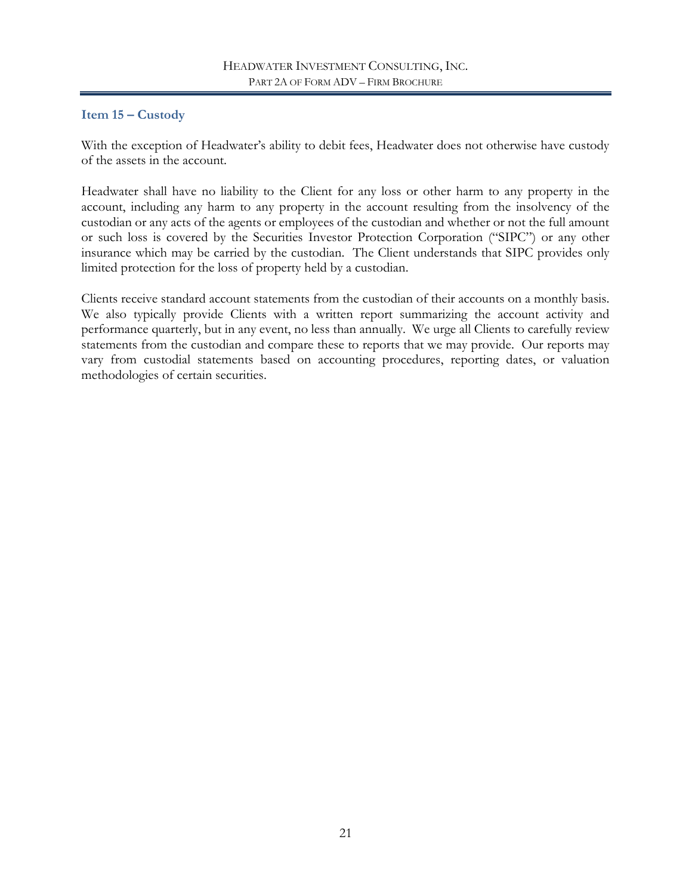## Item 15 – Custody

With the exception of Headwater's ability to debit fees, Headwater does not otherwise have custody of the assets in the account.

Headwater shall have no liability to the Client for any loss or other harm to any property in the account, including any harm to any property in the account resulting from the insolvency of the custodian or any acts of the agents or employees of the custodian and whether or not the full amount or such loss is covered by the Securities Investor Protection Corporation ("SIPC") or any other insurance which may be carried by the custodian. The Client understands that SIPC provides only limited protection for the loss of property held by a custodian.

Clients receive standard account statements from the custodian of their accounts on a monthly basis. We also typically provide Clients with a written report summarizing the account activity and performance quarterly, but in any event, no less than annually. We urge all Clients to carefully review statements from the custodian and compare these to reports that we may provide. Our reports may vary from custodial statements based on accounting procedures, reporting dates, or valuation methodologies of certain securities.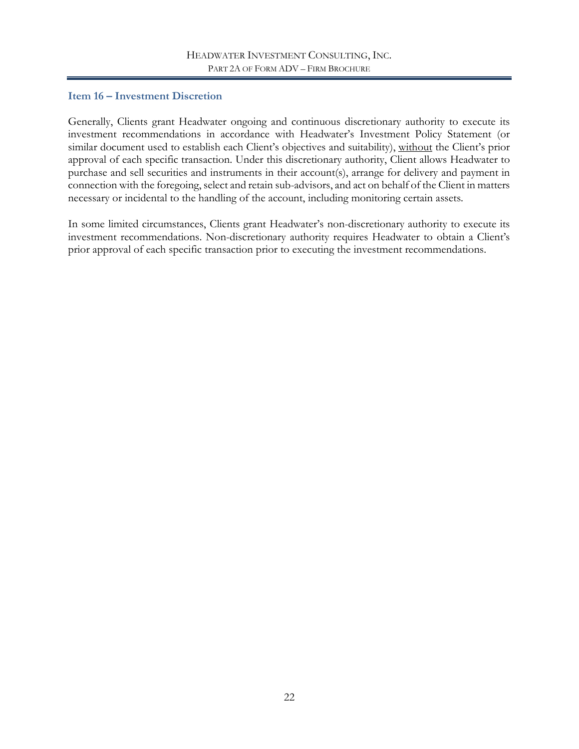## Item 16 – Investment Discretion

Generally, Clients grant Headwater ongoing and continuous discretionary authority to execute its investment recommendations in accordance with Headwater's Investment Policy Statement (or similar document used to establish each Client's objectives and suitability), <u>without</u> the Client's prior approval of each specific transaction. Under this discretionary authority, Client allows Headwater to purchase and sell securities and instruments in their account(s), arrange for delivery and payment in connection with the foregoing, select and retain sub-advisors, and act on behalf of the Client in matters necessary or incidental to the handling of the account, including monitoring certain assets.

In some limited circumstances, Clients grant Headwater's non-discretionary authority to execute its investment recommendations. Non-discretionary authority requires Headwater to obtain a Client's prior approval of each specific transaction prior to executing the investment recommendations.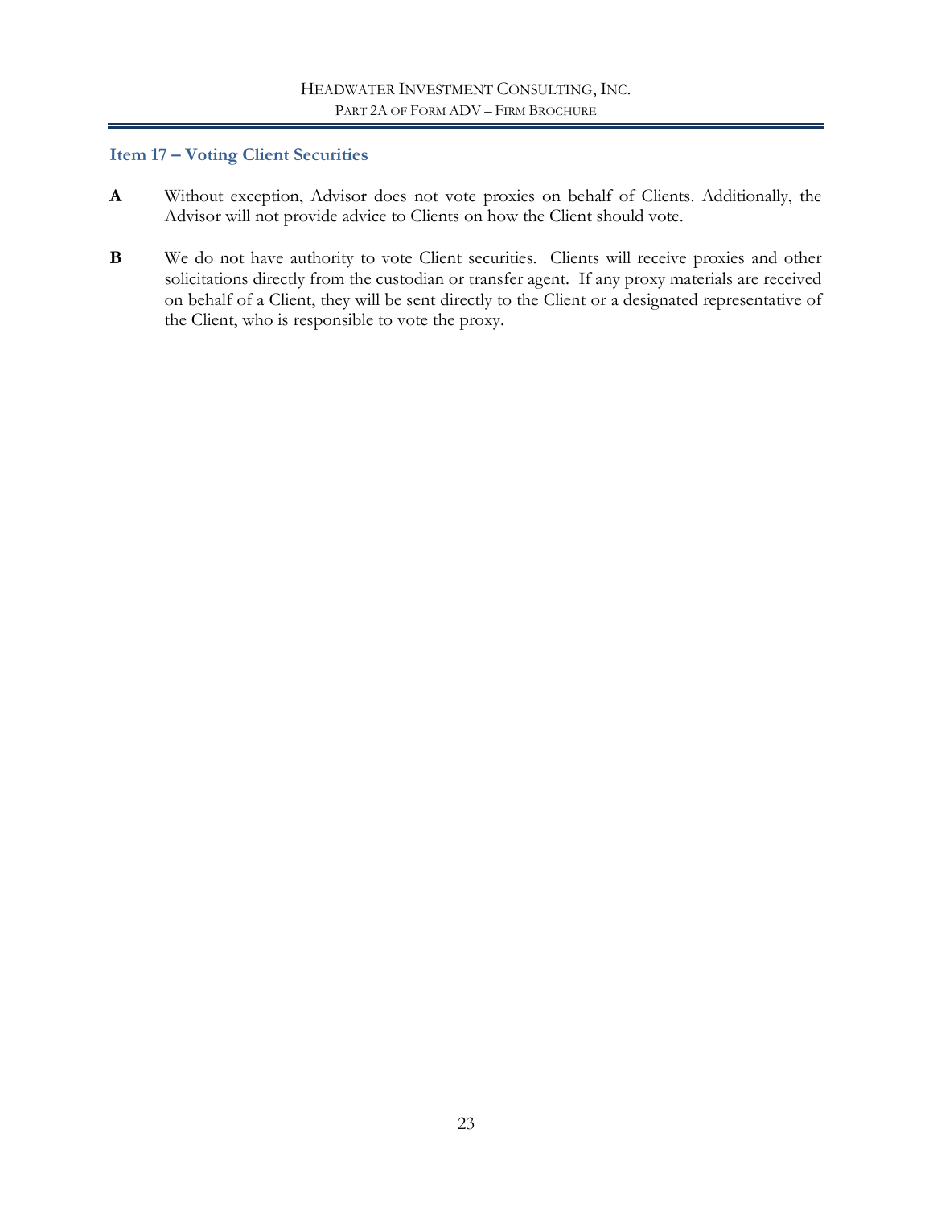## Item 17 – Voting Client Securities

**A** Without exception, Advisor does not vote proxies on behalf of Clients. Additionally, the Advisor will not provide advice to Clients on how the Client should vote.

**B** We do not have authority to vote Client securities. Clients will receive proxies and other solicitations directly from the custodian or transfer agent. If any proxy materials are received on behalf of a Client, they will be sent directly to the Client or a designated representative of the Client, who is responsible to vote the proxy.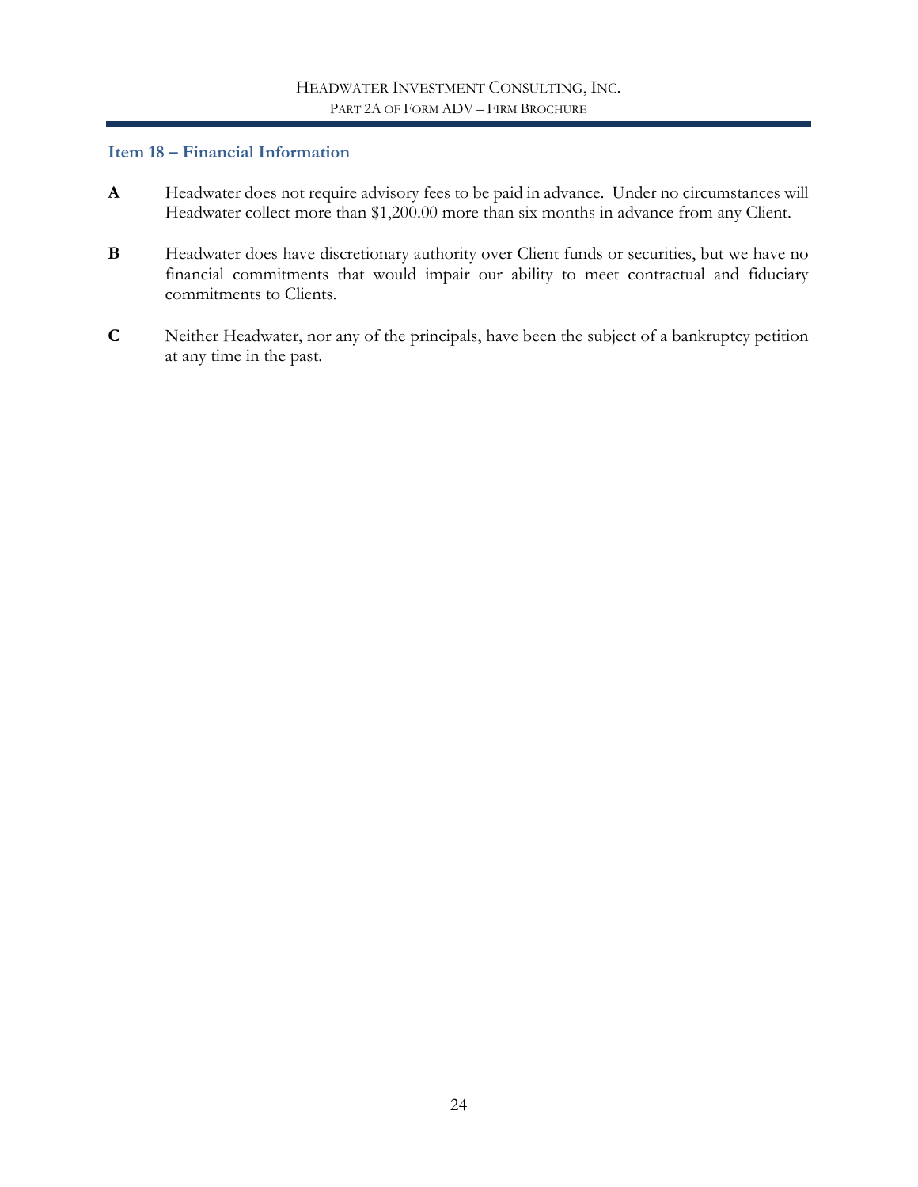## Item 18 – Financial Information

**A** Headwater does not require advisory fees to be paid in advance. Under no circumstances will Headwater collect more than $1,200.00 more than six months in advance from any Client.

**B** Headwater does have discretionary authority over Client funds or securities, but we have no financial commitments that would impair our ability to meet contractual and fiduciary commitments to Clients.

**C** Neither Headwater, nor any of the principals, have been the subject of a bankruptcy petition at any time in the past.